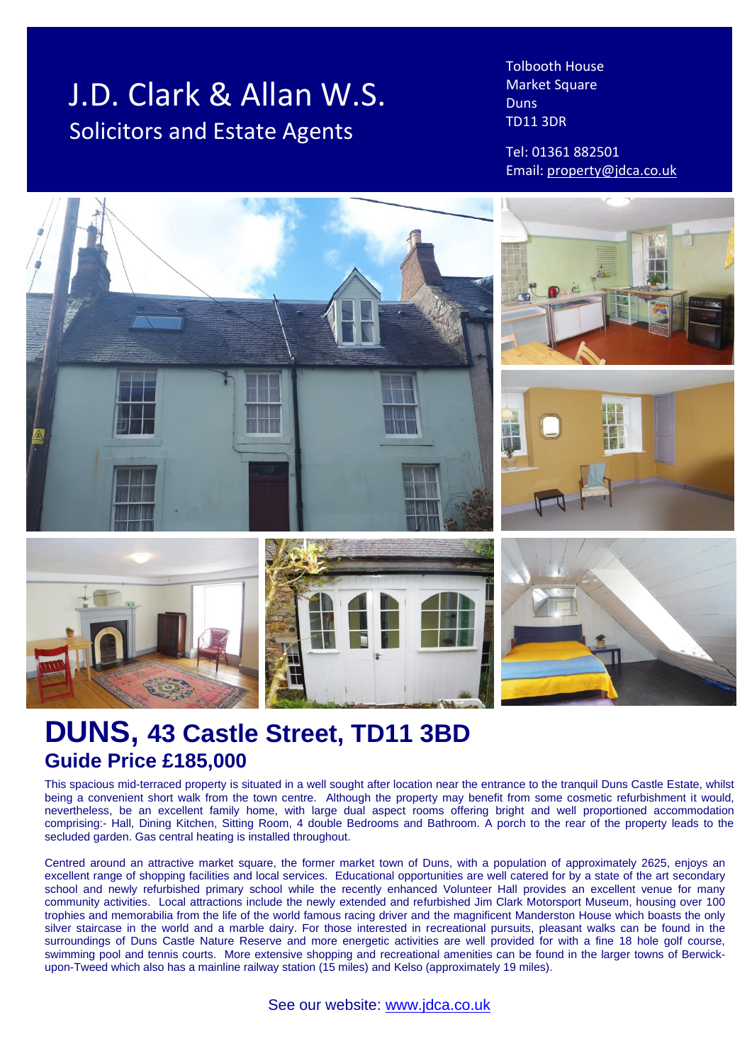# J.D. Clark & Allan W.S.
## Solicitors and Estate Agents

Tolbooth House
Market Square
Duns
TD11 3DR

Tel: 01361 882501
Email: property@jdca.co.uk

# DUNS, 43 Castle Street, TD11 3BD
## Guide Price £185,000

This spacious mid-terraced property is situated in a well sought after location near the entrance to the tranquil Duns Castle Estate, whilst being a convenient short walk from the town centre. Although the property may benefit from some cosmetic refurbishment it would, nevertheless, be an excellent family home, with large dual aspect rooms offering bright and well proportioned accommodation comprising:- Hall, Dining Kitchen, Sitting Room, 4 double Bedrooms and Bathroom. A porch to the rear of the property leads to the secluded garden. Gas central heating is installed throughout.

Centred around an attractive market square, the former market town of Duns, with a population of approximately 2625, enjoys an excellent range of shopping facilities and local services. Educational opportunities are well catered for by a state of the art secondary school and newly refurbished primary school while the recently enhanced Volunteer Hall provides an excellent venue for many community activities. Local attractions include the newly extended and refurbished Jim Clark Motorsport Museum, housing over 100 trophies and memorabilia from the life of the world famous racing driver and the magnificent Manderston House which boasts the only silver staircase in the world and a marble dairy. For those interested in recreational pursuits, pleasant walks can be found in the surroundings of Duns Castle Nature Reserve and more energetic activities are well provided for with a fine 18 hole golf course, swimming pool and tennis courts. More extensive shopping and recreational amenities can be found in the larger towns of Berwick-upon-Tweed which also has a mainline railway station (15 miles) and Kelso (approximately 19 miles).

See our website: www.jdca.co.uk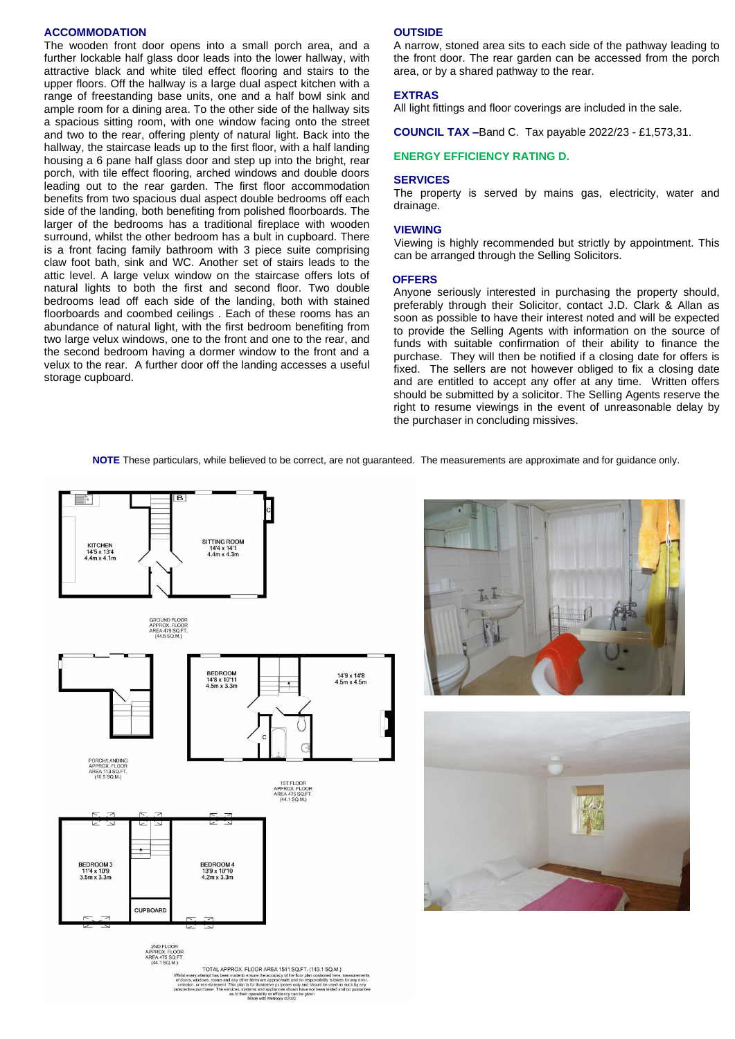## ACCOMMODATION

The wooden front door opens into a small porch area, and a further lockable half glass door leads into the lower hallway, with attractive black and white tiled effect flooring and stairs to the upper floors. Off the hallway is a large dual aspect kitchen with a range of freestanding base units, one and a half bowl sink and ample room for a dining area. To the other side of the hallway sits a spacious sitting room, with one window facing onto the street and two to the rear, offering plenty of natural light. Back into the hallway, the staircase leads up to the first floor, with a half landing housing a 6 pane half glass door and step up into the bright, rear porch, with tile effect flooring, arched windows and double doors leading out to the rear garden. The first floor accommodation benefits from two spacious dual aspect double bedrooms off each side of the landing, both benefiting from polished floorboards. The larger of the bedrooms has a traditional fireplace with wooden surround, whilst the other bedroom has a bult in cupboard. There is a front facing family bathroom with 3 piece suite comprising claw foot bath, sink and WC. Another set of stairs leads to the attic level. A large velux window on the staircase offers lots of natural lights to both the first and second floor. Two double bedrooms lead off each side of the landing, both with stained floorboards and coombed ceilings . Each of these rooms has an abundance of natural light, with the first bedroom benefiting from two large velux windows, one to the front and one to the rear, and the second bedroom having a dormer window to the front and a velux to the rear. A further door off the landing accesses a useful storage cupboard.

## OUTSIDE

A narrow, stoned area sits to each side of the pathway leading to the front door. The rear garden can be accessed from the porch area, or by a shared pathway to the rear.

## EXTRAS

All light fittings and floor coverings are included in the sale.

**COUNCIL TAX –**Band C. Tax payable 2022/23 - £1,573,31.

**ENERGY EFFICIENCY RATING D.**

## SERVICES

The property is served by mains gas, electricity, water and drainage.

## VIEWING

Viewing is highly recommended but strictly by appointment. This can be arranged through the Selling Solicitors.

## OFFERS

Anyone seriously interested in purchasing the property should, preferably through their Solicitor, contact J.D. Clark & Allan as soon as possible to have their interest noted and will be expected to provide the Selling Agents with information on the source of funds with suitable confirmation of their ability to finance the purchase. They will then be notified if a closing date for offers is fixed. The sellers are not however obliged to fix a closing date and are entitled to accept any offer at any time. Written offers should be submitted by a solicitor. The Selling Agents reserve the right to resume viewings in the event of unreasonable delay by the purchaser in concluding missives.

**NOTE** These particulars, while believed to be correct, are not guaranteed. The measurements are approximate and for guidance only.

KITCHEN
14'5 x 13'4
4.4m x 4.1m

SITTING ROOM
14'4 x 14'1
4.4m x 4.3m

GROUND FLOOR
APPROX. FLOOR
AREA 479 SQ.FT.
(44.5 SQ.M.)

PORCH/LANDING
APPROX. FLOOR
AREA 113 SQ.FT.
(10.5 SQ.M.)

BEDROOM
14'8 x 10'11
4.5m x 3.3m

14'9 x 14'8
4.5m x 4.5m

1ST FLOOR
APPROX. FLOOR
AREA 475 SQ.FT.
(44.1 SQ.M.)

BEDROOM 3
11'4 x 10'9
3.5m x 3.3m

BEDROOM 4
13'9 x 10'10
4.2m x 3.3m

CUPBOARD

2ND FLOOR
APPROX. FLOOR
AREA 475 SQ.FT.
(44.1 SQ.M.)

TOTAL APPROX. FLOOR AREA 1541 SQ.FT. (143.1 SQ.M.)

Whilst every attempt has been made to ensure the accuracy of the floor plan contained here, measurements of doors, windows, rooms and any other items are approximate and no responsibility is taken for any error, omission, or mis-statement. This plan is for illustrative purposes only and should be used as such by any prospective purchaser. The services, systems and appliances shown have not been tested and no guarantee as to their operability or efficiency can be given
Made with Metropix ©2022